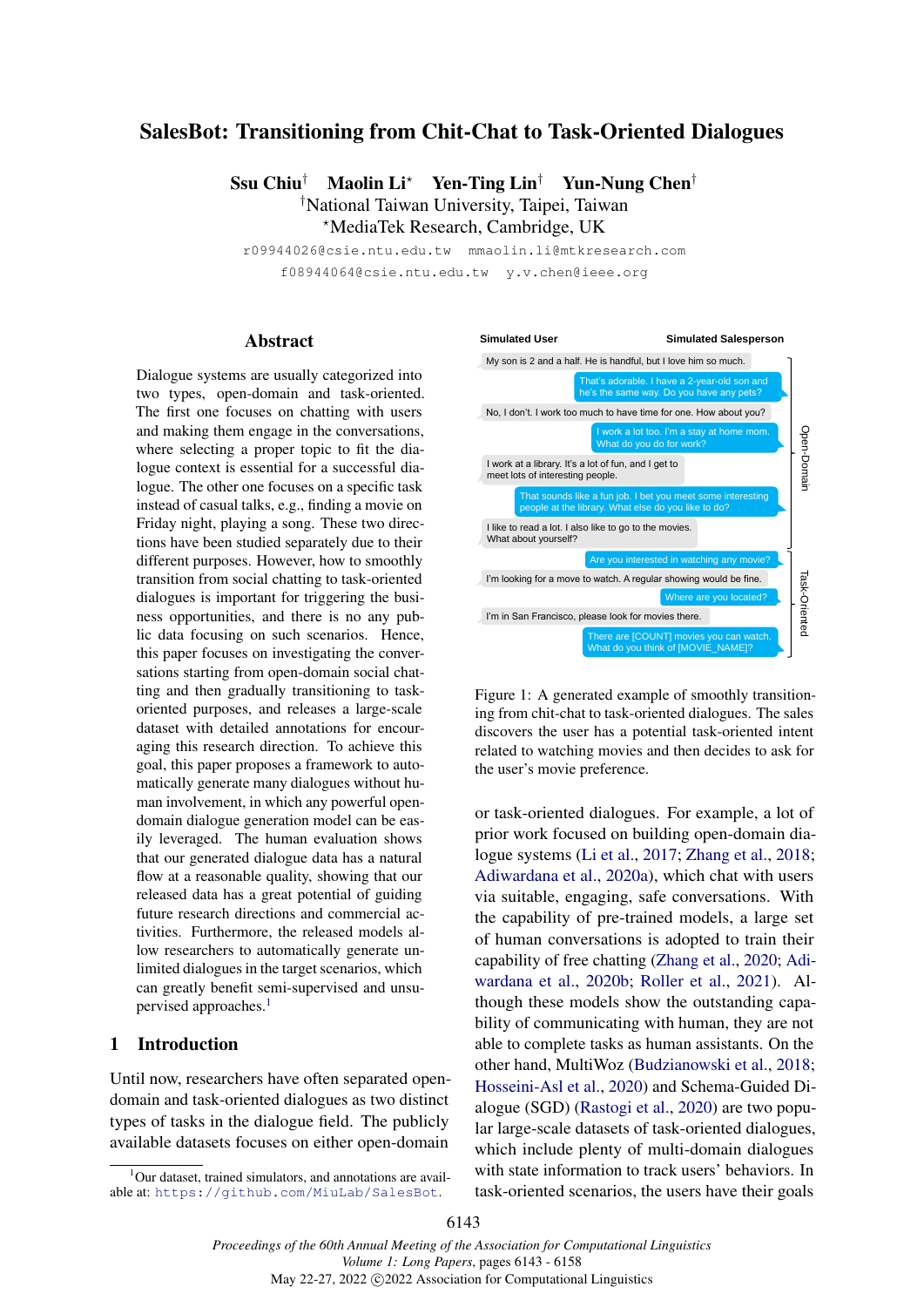# SalesBot: Transitioning from Chit-Chat to Task-Oriented Dialogues

**Ssu Chiu**[†] **Maolin Li**[⋆] **Yen-Ting Lin**[†] **Yun-Nung Chen**[†]

[†]National Taiwan University, Taipei, Taiwan

[⋆]MediaTek Research, Cambridge, UK

r09944026@csie.ntu.edu.tw mmaolin.li@mtkresearch.com

f08944064@csie.ntu.edu.tw y.v.chen@ieee.org

## Abstract

Dialogue systems are usually categorized into two types, open-domain and task-oriented. The first one focuses on chatting with users and making them engage in the conversations, where selecting a proper topic to fit the dialogue context is essential for a successful dialogue. The other one focuses on a specific task instead of casual talks, e.g., finding a movie on Friday night, playing a song. These two directions have been studied separately due to their different purposes. However, how to smoothly transition from social chatting to task-oriented dialogues is important for triggering the business opportunities, and there is no public data focusing on such scenarios. Hence, this paper focuses on investigating the conversations starting from open-domain social chatting and then gradually transitioning to task-oriented purposes, and releases a large-scale dataset with detailed annotations for encouraging this research direction. To achieve this goal, this paper proposes a framework to automatically generate many dialogues without human involvement, in which any powerful open-domain dialogue generation model can be easily leveraged. The human evaluation shows that our generated dialogue data has a natural flow at a reasonable quality, showing that our released data has a great potential of guiding future research directions and commercial activities. Furthermore, the released models allow researchers to automatically generate unlimited dialogues in the target scenarios, which can greatly benefit semi-supervised and unsupervised approaches.[1]

[1]Our dataset, trained simulators, and annotations are available at: https://github.com/MiuLab/SalesBot.

## 1 Introduction

Until now, researchers have often separated open-domain and task-oriented dialogues as two distinct types of tasks in the dialogue field. The publicly available datasets focuses on either open-domain or task-oriented dialogues. For example, a lot of prior work focused on building open-domain dialogue systems (Li et al., 2017; Zhang et al., 2018; Adiwardana et al., 2020a), which chat with users via suitable, engaging, safe conversations. With the capability of pre-trained models, a large set of human conversations is adopted to train their capability of free chatting (Zhang et al., 2020; Adiwardana et al., 2020b; Roller et al., 2021). Although these models show the outstanding capability of communicating with human, they are not able to complete tasks as human assistants. On the other hand, MultiWoz (Budzianowski et al., 2018; Hosseini-Asl et al., 2020) and Schema-Guided Dialogue (SGD) (Rastogi et al., 2020) are two popular large-scale datasets of task-oriented dialogues, which include plenty of multi-domain dialogues with state information to track users' behaviors. In task-oriented scenarios, the users have their goals

| Simulated User | Simulated Salesperson | |
|---|---|---|
| My son is 2 and a half. He is handful, but I love him so much. | | Open-Domain |
| | That's adorable. I have a 2-year-old son and he's the same way. Do you have any pets? | |
| No, I don't. I work too much to have time for one. How about you? | | |
| | I work a lot too. I'm a stay at home mom. What do you do for work? | |
| I work at a library. It's a lot of fun, and I get to meet lots of interesting people. | | |
| | That sounds like a fun job. I bet you meet some interesting people at the library. What else do you like to do? | |
| I like to read a lot. I also like to go to the movies. What about yourself? | | |
| | Are you interested in watching any movie? | Task-Oriented |
| I'm looking for a move to watch. A regular showing would be fine. | | |
| | Where are you located? | |
| I'm in San Francisco, please look for movies there. | | |
| | There are [COUNT] movies you can watch. What do you think of [MOVIE_NAME]? | |

Figure 1: A generated example of smoothly transitioning from chit-chat to task-oriented dialogues. The sales discovers the user has a potential task-oriented intent related to watching movies and then decides to ask for the user's movie preference.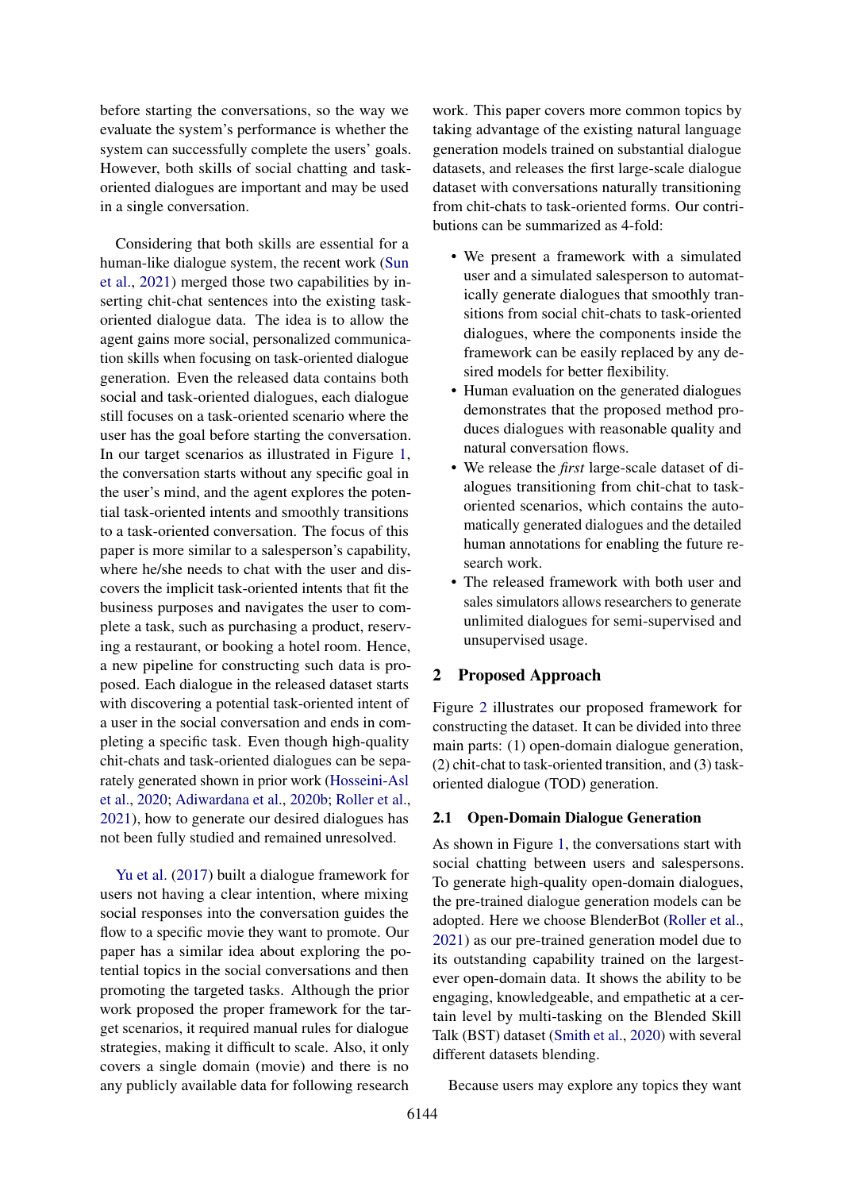before starting the conversations, so the way we evaluate the system's performance is whether the system can successfully complete the users' goals. However, both skills of social chatting and task-oriented dialogues are important and may be used in a single conversation.

Considering that both skills are essential for a human-like dialogue system, the recent work (Sun et al., 2021) merged those two capabilities by inserting chit-chat sentences into the existing task-oriented dialogue data. The idea is to allow the agent gains more social, personalized communication skills when focusing on task-oriented dialogue generation. Even the released data contains both social and task-oriented dialogues, each dialogue still focuses on a task-oriented scenario where the user has the goal before starting the conversation. In our target scenarios as illustrated in Figure 1, the conversation starts without any specific goal in the user's mind, and the agent explores the potential task-oriented intents and smoothly transitions to a task-oriented conversation. The focus of this paper is more similar to a salesperson's capability, where he/she needs to chat with the user and discovers the implicit task-oriented intents that fit the business purposes and navigates the user to complete a task, such as purchasing a product, reserving a restaurant, or booking a hotel room. Hence, a new pipeline for constructing such data is proposed. Each dialogue in the released dataset starts with discovering a potential task-oriented intent of a user in the social conversation and ends in completing a specific task. Even though high-quality chit-chats and task-oriented dialogues can be separately generated shown in prior work (Hosseini-Asl et al., 2020; Adiwardana et al., 2020b; Roller et al., 2021), how to generate our desired dialogues has not been fully studied and remained unresolved.

Yu et al. (2017) built a dialogue framework for users not having a clear intention, where mixing social responses into the conversation guides the flow to a specific movie they want to promote. Our paper has a similar idea about exploring the potential topics in the social conversations and then promoting the targeted tasks. Although the prior work proposed the proper framework for the target scenarios, it required manual rules for dialogue strategies, making it difficult to scale. Also, it only covers a single domain (movie) and there is no any publicly available data for following research work. This paper covers more common topics by taking advantage of the existing natural language generation models trained on substantial dialogue datasets, and releases the first large-scale dialogue dataset with conversations naturally transitioning from chit-chats to task-oriented forms. Our contributions can be summarized as 4-fold:

- We present a framework with a simulated user and a simulated salesperson to automatically generate dialogues that smoothly transitions from social chit-chats to task-oriented dialogues, where the components inside the framework can be easily replaced by any desired models for better flexibility.
- Human evaluation on the generated dialogues demonstrates that the proposed method produces dialogues with reasonable quality and natural conversation flows.
- We release the *first* large-scale dataset of dialogues transitioning from chit-chat to task-oriented scenarios, which contains the automatically generated dialogues and the detailed human annotations for enabling the future research work.
- The released framework with both user and sales simulators allows researchers to generate unlimited dialogues for semi-supervised and unsupervised usage.

## 2 Proposed Approach

Figure 2 illustrates our proposed framework for constructing the dataset. It can be divided into three main parts: (1) open-domain dialogue generation, (2) chit-chat to task-oriented transition, and (3) task-oriented dialogue (TOD) generation.

### 2.1 Open-Domain Dialogue Generation

As shown in Figure 1, the conversations start with social chatting between users and salespersons. To generate high-quality open-domain dialogues, the pre-trained dialogue generation models can be adopted. Here we choose BlenderBot (Roller et al., 2021) as our pre-trained generation model due to its outstanding capability trained on the largest-ever open-domain data. It shows the ability to be engaging, knowledgeable, and empathetic at a certain level by multi-tasking on the Blended Skill Talk (BST) dataset (Smith et al., 2020) with several different datasets blending.

Because users may explore any topics they want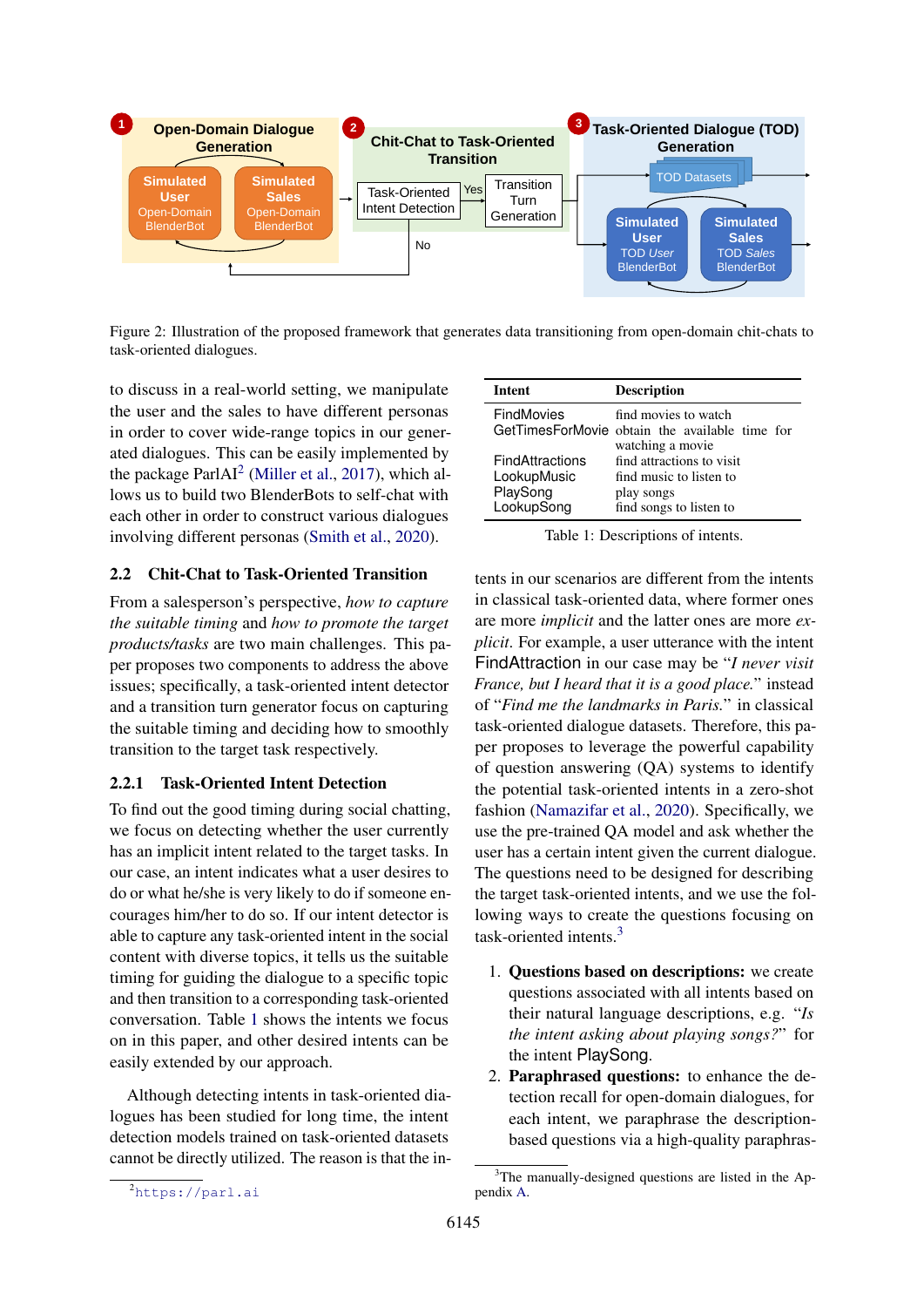Figure 2: Illustration of the proposed framework that generates data transitioning from open-domain chit-chats to task-oriented dialogues.

to discuss in a real-world setting, we manipulate the user and the sales to have different personas in order to cover wide-range topics in our generated dialogues. This can be easily implemented by the package ParlAI[2] (Miller et al., 2017), which allows us to build two BlenderBots to self-chat with each other in order to construct various dialogues involving different personas (Smith et al., 2020).

## 2.2 Chit-Chat to Task-Oriented Transition

From a salesperson's perspective, *how to capture the suitable timing* and *how to promote the target products/tasks* are two main challenges. This paper proposes two components to address the above issues; specifically, a task-oriented intent detector and a transition turn generator focus on capturing the suitable timing and deciding how to smoothly transition to the target task respectively.

### 2.2.1 Task-Oriented Intent Detection

To find out the good timing during social chatting, we focus on detecting whether the user currently has an implicit intent related to the target tasks. In our case, an intent indicates what a user desires to do or what he/she is very likely to do if someone encourages him/her to do so. If our intent detector is able to capture any task-oriented intent in the social content with diverse topics, it tells us the suitable timing for guiding the dialogue to a specific topic and then transition to a corresponding task-oriented conversation. Table 1 shows the intents we focus on in this paper, and other desired intents can be easily extended by our approach.

Although detecting intents in task-oriented dialogues has been studied for long time, the intent detection models trained on task-oriented datasets cannot be directly utilized. The reason is that the intents in our scenarios are different from the intents in classical task-oriented data, where former ones are more *implicit* and the latter ones are more *explicit*. For example, a user utterance with the intent FindAttraction in our case may be "*I never visit France, but I heard that it is a good place.*" instead of "*Find me the landmarks in Paris.*" in classical task-oriented dialogue datasets. Therefore, this paper proposes to leverage the powerful capability of question answering (QA) systems to identify the potential task-oriented intents in a zero-shot fashion (Namazifar et al., 2020). Specifically, we use the pre-trained QA model and ask whether the user has a certain intent given the current dialogue. The questions need to be designed for describing the target task-oriented intents, and we use the following ways to create the questions focusing on task-oriented intents.[3]

| Intent | Description |
|---|---|
| FindMovies | find movies to watch |
| GetTimesForMovie | obtain the available time for watching a movie |
| FindAttractions | find attractions to visit |
| LookupMusic | find music to listen to |
| PlaySong | play songs |
| LookupSong | find songs to listen to |

Table 1: Descriptions of intents.

1. **Questions based on descriptions:** we create questions associated with all intents based on their natural language descriptions, e.g. "*Is the intent asking about playing songs?*" for the intent PlaySong.
2. **Paraphrased questions:** to enhance the detection recall for open-domain dialogues, for each intent, we paraphrase the description-based questions via a high-quality paraphras-

[2] https://parl.ai

[3] The manually-designed questions are listed in the Appendix A.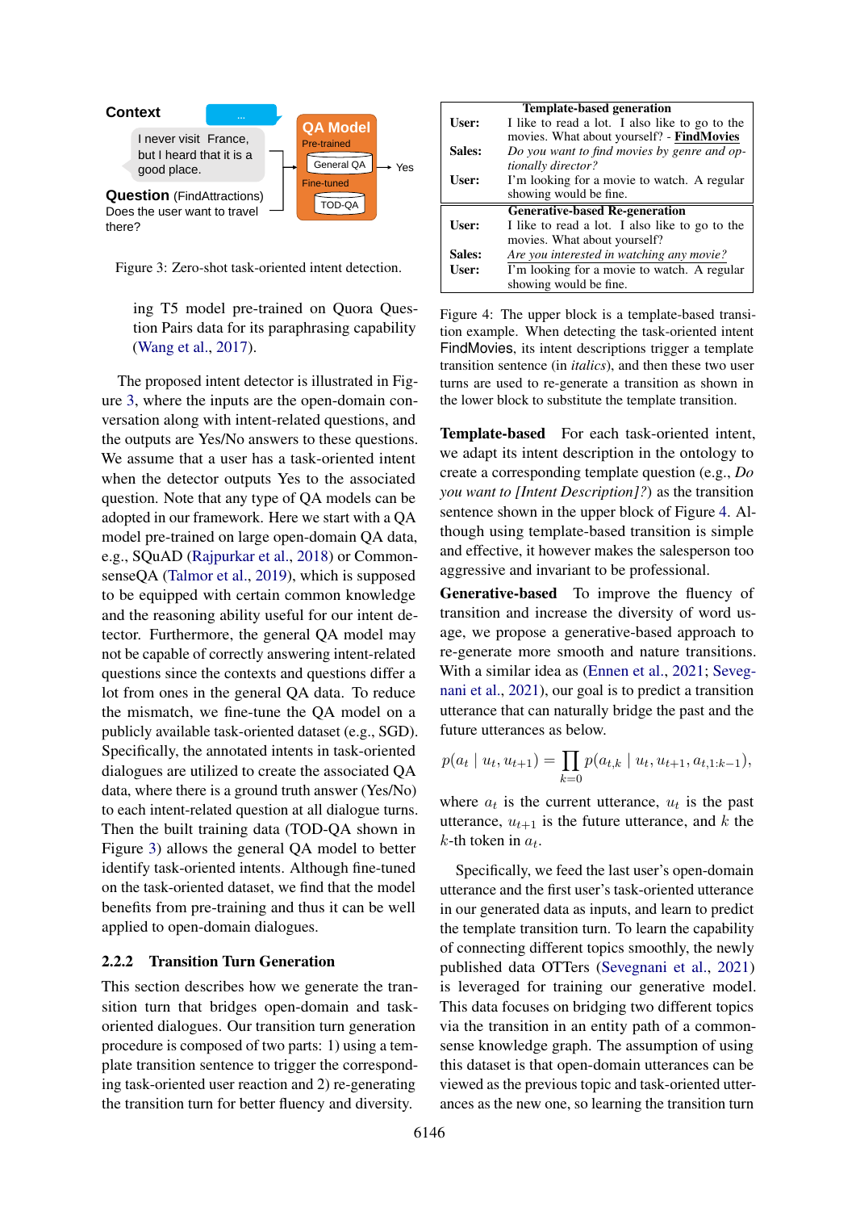Context

I never visit France, but I heard that it is a good place.

**Question** (FindAttractions)
Does the user want to travel there?

**QA Model**
Pre-trained: General QA
Fine-tuned: TOD-QA
→ Yes

Figure 3: Zero-shot task-oriented intent detection.

ing T5 model pre-trained on Quora Question Pairs data for its paraphrasing capability (Wang et al., 2017).

The proposed intent detector is illustrated in Figure 3, where the inputs are the open-domain conversation along with intent-related questions, and the outputs are Yes/No answers to these questions. We assume that a user has a task-oriented intent when the detector outputs Yes to the associated question. Note that any type of QA models can be adopted in our framework. Here we start with a QA model pre-trained on large open-domain QA data, e.g., SQuAD (Rajpurkar et al., 2018) or CommonsenseQA (Talmor et al., 2019), which is supposed to be equipped with certain common knowledge and the reasoning ability useful for our intent detector. Furthermore, the general QA model may not be capable of correctly answering intent-related questions since the contexts and questions differ a lot from ones in the general QA data. To reduce the mismatch, we fine-tune the QA model on a publicly available task-oriented dataset (e.g., SGD). Specifically, the annotated intents in task-oriented dialogues are utilized to create the associated QA data, where there is a ground truth answer (Yes/No) to each intent-related question at all dialogue turns. Then the built training data (TOD-QA shown in Figure 3) allows the general QA model to better identify task-oriented intents. Although fine-tuned on the task-oriented dataset, we find that the model benefits from pre-training and thus it can be well applied to open-domain dialogues.

### 2.2.2 Transition Turn Generation

This section describes how we generate the transition turn that bridges open-domain and task-oriented dialogues. Our transition turn generation procedure is composed of two parts: 1) using a template transition sentence to trigger the corresponding task-oriented user reaction and 2) re-generating the transition turn for better fluency and diversity.

| | **Template-based generation** |
|---|---|
| **User:** | I like to read a lot. I also like to go to the movies. What about yourself? - **FindMovies** |
| **Sales:** | *Do you want to find movies by genre and optionally director?* |
| **User:** | I'm looking for a movie to watch. A regular showing would be fine. |
| | **Generative-based Re-generation** |
| **User:** | I like to read a lot. I also like to go to the movies. What about yourself? |
| **Sales:** | *Are you interested in watching any movie?* |
| **User:** | I'm looking for a movie to watch. A regular showing would be fine. |

Figure 4: The upper block is a template-based transition example. When detecting the task-oriented intent FindMovies, its intent descriptions trigger a template transition sentence (in *italics*), and then these two user turns are used to re-generate a transition as shown in the lower block to substitute the template transition.

**Template-based** For each task-oriented intent, we adapt its intent description in the ontology to create a corresponding template question (e.g., *Do you want to [Intent Description]?*) as the transition sentence shown in the upper block of Figure 4. Although using template-based transition is simple and effective, it however makes the salesperson too aggressive and invariant to be professional.

**Generative-based** To improve the fluency of transition and increase the diversity of word usage, we propose a generative-based approach to re-generate more smooth and nature transitions. With a similar idea as (Ennen et al., 2021; Sevegnani et al., 2021), our goal is to predict a transition utterance that can naturally bridge the past and the future utterances as below.

$$p(a_t \mid u_t, u_{t+1}) = \prod_{k=0} p(a_{t,k} \mid u_t, u_{t+1}, a_{t,1:k-1}),$$

where $a_t$ is the current utterance, $u_t$ is the past utterance, $u_{t+1}$ is the future utterance, and $k$ the $k$-th token in $a_t$.

Specifically, we feed the last user's open-domain utterance and the first user's task-oriented utterance in our generated data as inputs, and learn to predict the template transition turn. To learn the capability of connecting different topics smoothly, the newly published data OTTers (Sevegnani et al., 2021) is leveraged for training our generative model. This data focuses on bridging two different topics via the transition in an entity path of a commonsense knowledge graph. The assumption of using this dataset is that open-domain utterances can be viewed as the previous topic and task-oriented utterances as the new one, so learning the transition turn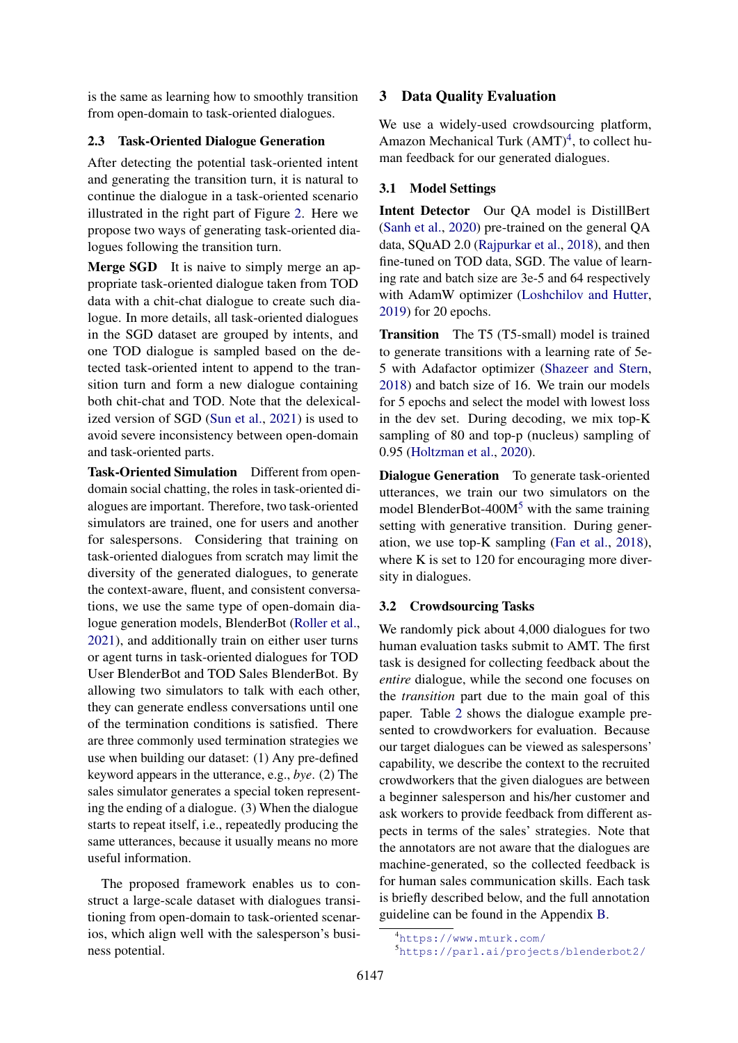is the same as learning how to smoothly transition from open-domain to task-oriented dialogues.

### 2.3 Task-Oriented Dialogue Generation

After detecting the potential task-oriented intent and generating the transition turn, it is natural to continue the dialogue in a task-oriented scenario illustrated in the right part of Figure 2. Here we propose two ways of generating task-oriented dialogues following the transition turn.

**Merge SGD** It is naive to simply merge an appropriate task-oriented dialogue taken from TOD data with a chit-chat dialogue to create such dialogue. In more details, all task-oriented dialogues in the SGD dataset are grouped by intents, and one TOD dialogue is sampled based on the detected task-oriented intent to append to the transition turn and form a new dialogue containing both chit-chat and TOD. Note that the delexicalized version of SGD (Sun et al., 2021) is used to avoid severe inconsistency between open-domain and task-oriented parts.

**Task-Oriented Simulation** Different from open-domain social chatting, the roles in task-oriented dialogues are important. Therefore, two task-oriented simulators are trained, one for users and another for salespersons. Considering that training on task-oriented dialogues from scratch may limit the diversity of the generated dialogues, to generate the context-aware, fluent, and consistent conversations, we use the same type of open-domain dialogue generation models, BlenderBot (Roller et al., 2021), and additionally train on either user turns or agent turns in task-oriented dialogues for TOD User BlenderBot and TOD Sales BlenderBot. By allowing two simulators to talk with each other, they can generate endless conversations until one of the termination conditions is satisfied. There are three commonly used termination strategies we use when building our dataset: (1) Any pre-defined keyword appears in the utterance, e.g., *bye*. (2) The sales simulator generates a special token representing the ending of a dialogue. (3) When the dialogue starts to repeat itself, i.e., repeatedly producing the same utterances, because it usually means no more useful information.

The proposed framework enables us to construct a large-scale dataset with dialogues transitioning from open-domain to task-oriented scenarios, which align well with the salesperson's business potential.

## 3 Data Quality Evaluation

We use a widely-used crowdsourcing platform, Amazon Mechanical Turk (AMT)[4], to collect human feedback for our generated dialogues.

### 3.1 Model Settings

**Intent Detector** Our QA model is DistillBert (Sanh et al., 2020) pre-trained on the general QA data, SQuAD 2.0 (Rajpurkar et al., 2018), and then fine-tuned on TOD data, SGD. The value of learning rate and batch size are 3e-5 and 64 respectively with AdamW optimizer (Loshchilov and Hutter, 2019) for 20 epochs.

**Transition** The T5 (T5-small) model is trained to generate transitions with a learning rate of 5e-5 with Adafactor optimizer (Shazeer and Stern, 2018) and batch size of 16. We train our models for 5 epochs and select the model with lowest loss in the dev set. During decoding, we mix top-K sampling of 80 and top-p (nucleus) sampling of 0.95 (Holtzman et al., 2020).

**Dialogue Generation** To generate task-oriented utterances, we train our two simulators on the model BlenderBot-400M[5] with the same training setting with generative transition. During generation, we use top-K sampling (Fan et al., 2018), where K is set to 120 for encouraging more diversity in dialogues.

### 3.2 Crowdsourcing Tasks

We randomly pick about 4,000 dialogues for two human evaluation tasks submit to AMT. The first task is designed for collecting feedback about the *entire* dialogue, while the second one focuses on the *transition* part due to the main goal of this paper. Table 2 shows the dialogue example presented to crowdworkers for evaluation. Because our target dialogues can be viewed as salespersons' capability, we describe the context to the recruited crowdworkers that the given dialogues are between a beginner salesperson and his/her customer and ask workers to provide feedback from different aspects in terms of the sales' strategies. Note that the annotators are not aware that the dialogues are machine-generated, so the collected feedback is for human sales communication skills. Each task is briefly described below, and the full annotation guideline can be found in the Appendix B.

[4] https://www.mturk.com/

[5] https://parl.ai/projects/blenderbot2/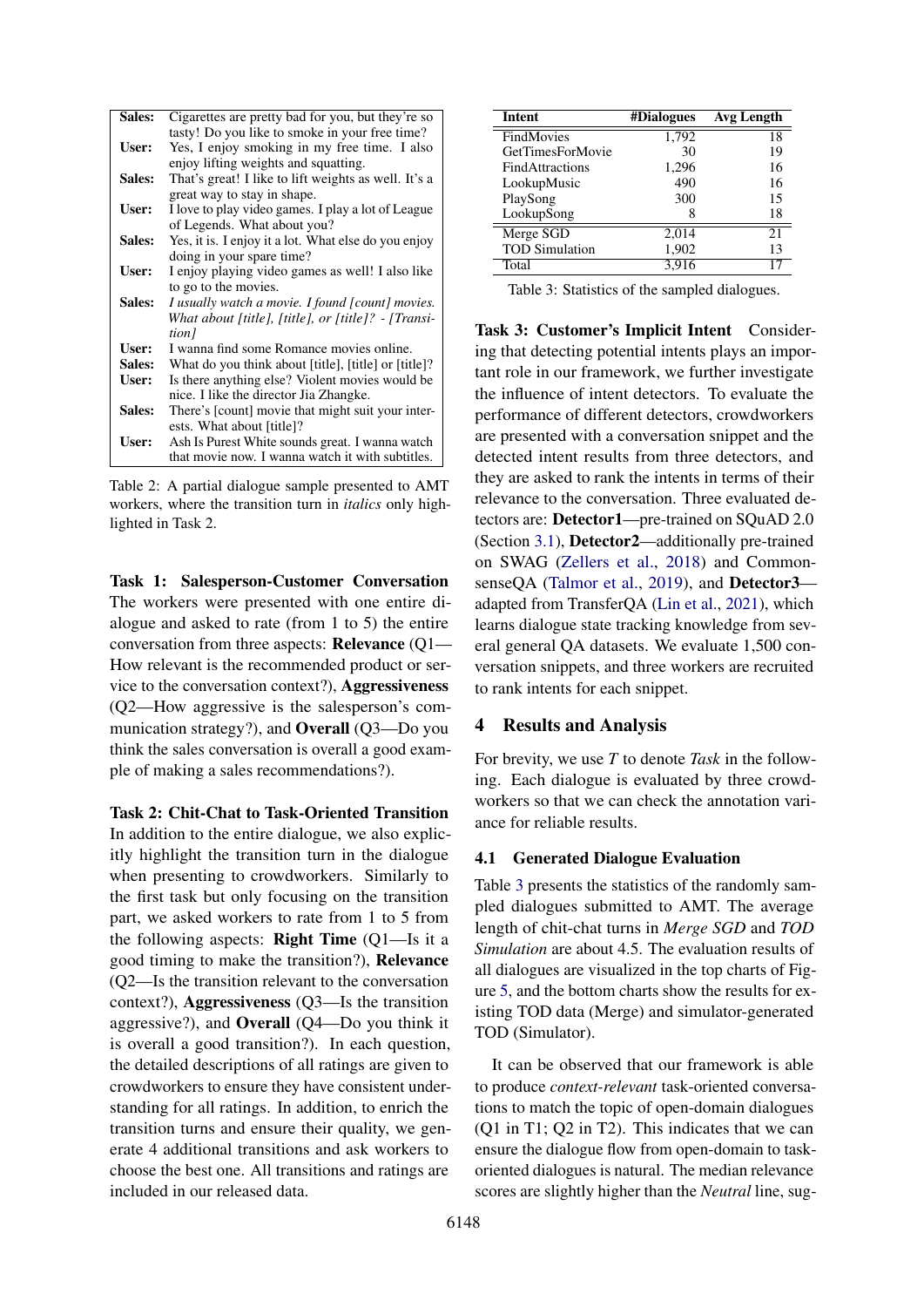| | |
|---|---|
| **Sales:** | Cigarettes are pretty bad for you, but they're so tasty! Do you like to smoke in your free time? |
| **User:** | Yes, I enjoy smoking in my free time. I also enjoy lifting weights and squatting. |
| **Sales:** | That's great! I like to lift weights as well. It's a great way to stay in shape. |
| **User:** | I love to play video games. I play a lot of League of Legends. What about you? |
| **Sales:** | Yes, it is. I enjoy it a lot. What else do you enjoy doing in your spare time? |
| **User:** | I enjoy playing video games as well! I also like to go to the movies. |
| **Sales:** | *I usually watch a movie. I found [count] movies. What about [title], [title], or [title]? - [Transition]* |
| **User:** | I wanna find some Romance movies online. |
| **Sales:** | What do you think about [title], [title] or [title]? |
| **User:** | Is there anything else? Violent movies would be nice. I like the director Jia Zhangke. |
| **Sales:** | There's [count] movie that might suit your interests. What about [title]? |
| **User:** | Ash Is Purest White sounds great. I wanna watch that movie now. I wanna watch it with subtitles. |

Table 2: A partial dialogue sample presented to AMT workers, where the transition turn in *italics* only highlighted in Task 2.

**Task 1: Salesperson-Customer Conversation** The workers were presented with one entire dialogue and asked to rate (from 1 to 5) the entire conversation from three aspects: **Relevance** (Q1—How relevant is the recommended product or service to the conversation context?), **Aggressiveness** (Q2—How aggressive is the salesperson's communication strategy?), and **Overall** (Q3—Do you think the sales conversation is overall a good example of making a sales recommendations?).

**Task 2: Chit-Chat to Task-Oriented Transition** In addition to the entire dialogue, we also explicitly highlight the transition turn in the dialogue when presenting to crowdworkers. Similarly to the first task but only focusing on the transition part, we asked workers to rate from 1 to 5 from the following aspects: **Right Time** (Q1—Is it a good timing to make the transition?), **Relevance** (Q2—Is the transition relevant to the conversation context?), **Aggressiveness** (Q3—Is the transition aggressive?), and **Overall** (Q4—Do you think it is overall a good transition?). In each question, the detailed descriptions of all ratings are given to crowdworkers to ensure they have consistent understanding for all ratings. In addition, to enrich the transition turns and ensure their quality, we generate 4 additional transitions and ask workers to choose the best one. All transitions and ratings are included in our released data.

| Intent | #Dialogues | Avg Length |
|---|---|---|
| FindMovies | 1,792 | 18 |
| GetTimesForMovie | 30 | 19 |
| FindAttractions | 1,296 | 16 |
| LookupMusic | 490 | 16 |
| PlaySong | 300 | 15 |
| LookupSong | 8 | 18 |
| Merge SGD | 2,014 | 21 |
| TOD Simulation | 1,902 | 13 |
| Total | 3,916 | 17 |

Table 3: Statistics of the sampled dialogues.

**Task 3: Customer's Implicit Intent** Considering that detecting potential intents plays an important role in our framework, we further investigate the influence of intent detectors. To evaluate the performance of different detectors, crowdworkers are presented with a conversation snippet and the detected intent results from three detectors, and they are asked to rank the intents in terms of their relevance to the conversation. Three evaluated detectors are: **Detector1**—pre-trained on SQuAD 2.0 (Section 3.1), **Detector2**—additionally pre-trained on SWAG (Zellers et al., 2018) and CommonsenseQA (Talmor et al., 2019), and **Detector3**—adapted from TransferQA (Lin et al., 2021), which learns dialogue state tracking knowledge from several general QA datasets. We evaluate 1,500 conversation snippets, and three workers are recruited to rank intents for each snippet.

## 4 Results and Analysis

For brevity, we use *T* to denote *Task* in the following. Each dialogue is evaluated by three crowdworkers so that we can check the annotation variance for reliable results.

### 4.1 Generated Dialogue Evaluation

Table 3 presents the statistics of the randomly sampled dialogues submitted to AMT. The average length of chit-chat turns in *Merge SGD* and *TOD Simulation* are about 4.5. The evaluation results of all dialogues are visualized in the top charts of Figure 5, and the bottom charts show the results for existing TOD data (Merge) and simulator-generated TOD (Simulator).

It can be observed that our framework is able to produce *context-relevant* task-oriented conversations to match the topic of open-domain dialogues (Q1 in T1; Q2 in T2). This indicates that we can ensure the dialogue flow from open-domain to task-oriented dialogues is natural. The median relevance scores are slightly higher than the *Neutral* line, sug-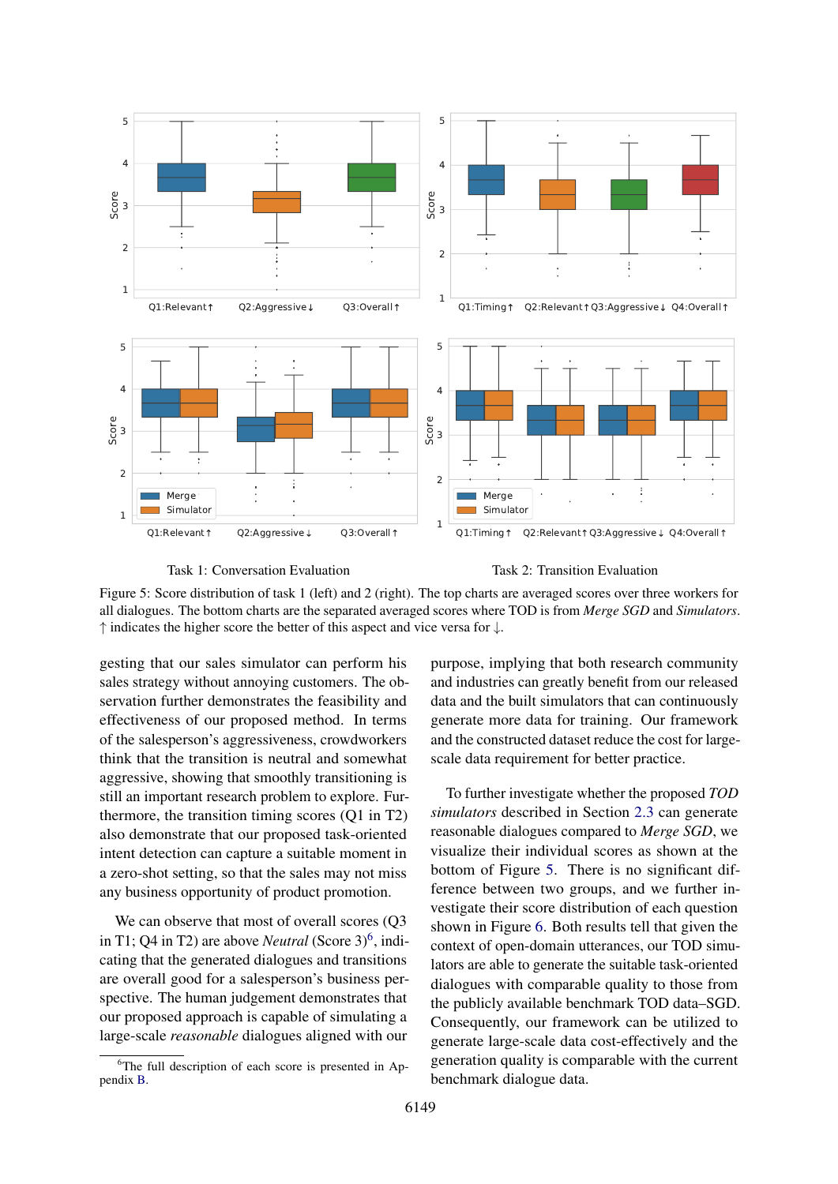Task 1: Conversation Evaluation

Task 2: Transition Evaluation

Figure 5: Score distribution of task 1 (left) and 2 (right). The top charts are averaged scores over three workers for all dialogues. The bottom charts are the separated averaged scores where TOD is from *Merge SGD* and *Simulators*. ↑ indicates the higher score the better of this aspect and vice versa for ↓.

gesting that our sales simulator can perform his sales strategy without annoying customers. The observation further demonstrates the feasibility and effectiveness of our proposed method. In terms of the salesperson's aggressiveness, crowdworkers think that the transition is neutral and somewhat aggressive, showing that smoothly transitioning is still an important research problem to explore. Furthermore, the transition timing scores (Q1 in T2) also demonstrate that our proposed task-oriented intent detection can capture a suitable moment in a zero-shot setting, so that the sales may not miss any business opportunity of product promotion.

We can observe that most of overall scores (Q3 in T1; Q4 in T2) are above *Neutral* (Score 3)[6], indicating that the generated dialogues and transitions are overall good for a salesperson's business perspective. The human judgement demonstrates that our proposed approach is capable of simulating a large-scale *reasonable* dialogues aligned with our purpose, implying that both research community and industries can greatly benefit from our released data and the built simulators that can continuously generate more data for training. Our framework and the constructed dataset reduce the cost for large-scale data requirement for better practice.

To further investigate whether the proposed *TOD simulators* described in Section 2.3 can generate reasonable dialogues compared to *Merge SGD*, we visualize their individual scores as shown at the bottom of Figure 5. There is no significant difference between two groups, and we further investigate their score distribution of each question shown in Figure 6. Both results tell that given the context of open-domain utterances, our TOD simulators are able to generate the suitable task-oriented dialogues with comparable quality to those from the publicly available benchmark TOD data–SGD. Consequently, our framework can be utilized to generate large-scale data cost-effectively and the generation quality is comparable with the current benchmark dialogue data.

[6] The full description of each score is presented in Appendix B.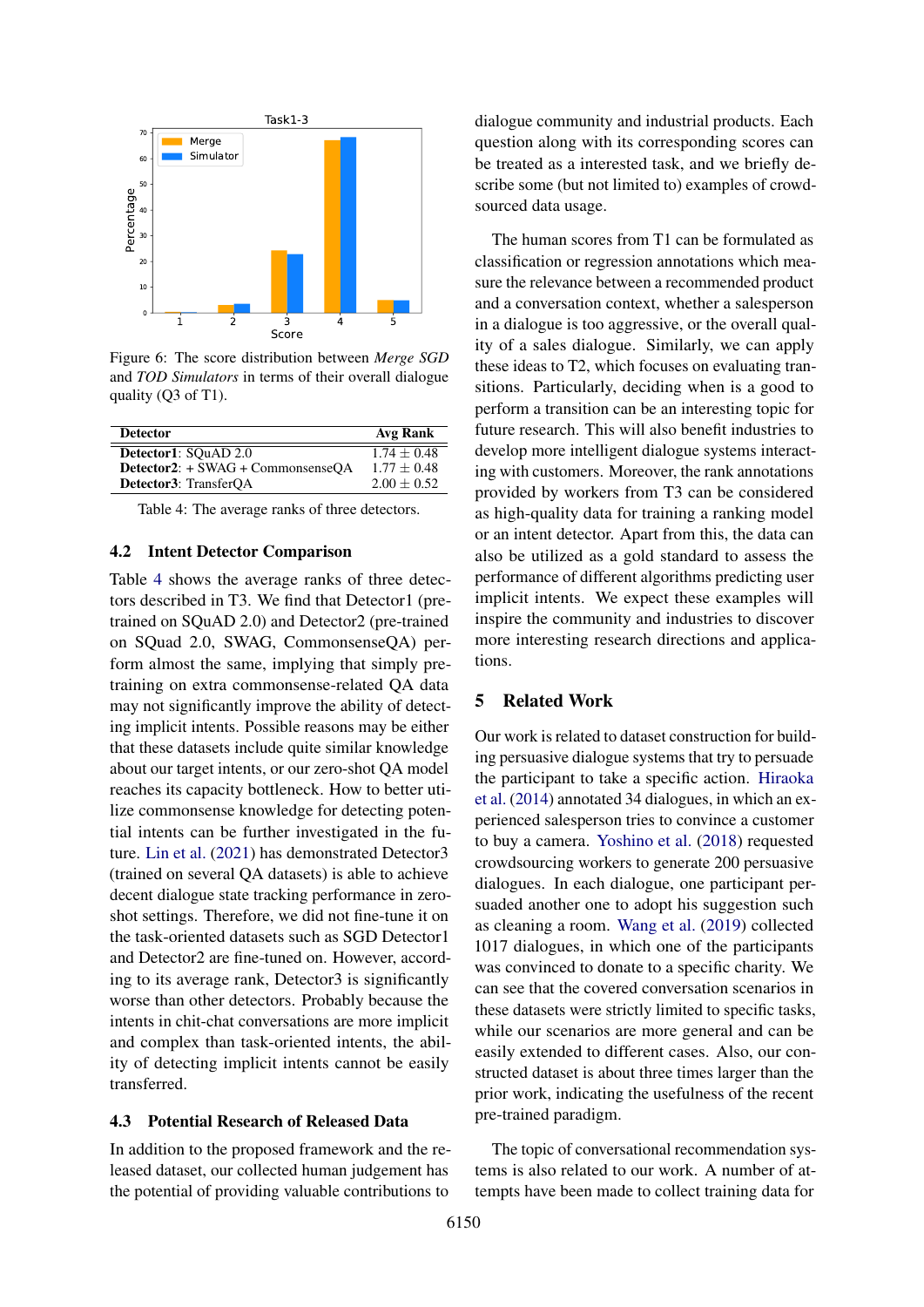Figure 6: The score distribution between *Merge SGD* and *TOD Simulators* in terms of their overall dialogue quality (Q3 of T1).

| Detector | Avg Rank |
|---|---|
| **Detector1**: SQuAD 2.0 | $1.74 \pm 0.48$ |
| **Detector2**: + SWAG + CommonsenseQA | $1.77 \pm 0.48$ |
| **Detector3**: TransferQA | $2.00 \pm 0.52$ |

Table 4: The average ranks of three detectors.

### 4.2 Intent Detector Comparison

Table 4 shows the average ranks of three detectors described in T3. We find that Detector1 (pre-trained on SQuAD 2.0) and Detector2 (pre-trained on SQuad 2.0, SWAG, CommonsenseQA) perform almost the same, implying that simply pre-training on extra commonsense-related QA data may not significantly improve the ability of detecting implicit intents. Possible reasons may be either that these datasets include quite similar knowledge about our target intents, or our zero-shot QA model reaches its capacity bottleneck. How to better utilize commonsense knowledge for detecting potential intents can be further investigated in the future. Lin et al. (2021) has demonstrated Detector3 (trained on several QA datasets) is able to achieve decent dialogue state tracking performance in zero-shot settings. Therefore, we did not fine-tune it on the task-oriented datasets such as SGD Detector1 and Detector2 are fine-tuned on. However, according to its average rank, Detector3 is significantly worse than other detectors. Probably because the intents in chit-chat conversations are more implicit and complex than task-oriented intents, the ability of detecting implicit intents cannot be easily transferred.

### 4.3 Potential Research of Released Data

In addition to the proposed framework and the released dataset, our collected human judgement has the potential of providing valuable contributions to dialogue community and industrial products. Each question along with its corresponding scores can be treated as a interested task, and we briefly describe some (but not limited to) examples of crowd-sourced data usage.

The human scores from T1 can be formulated as classification or regression annotations which measure the relevance between a recommended product and a conversation context, whether a salesperson in a dialogue is too aggressive, or the overall quality of a sales dialogue. Similarly, we can apply these ideas to T2, which focuses on evaluating transitions. Particularly, deciding when is a good to perform a transition can be an interesting topic for future research. This will also benefit industries to develop more intelligent dialogue systems interacting with customers. Moreover, the rank annotations provided by workers from T3 can be considered as high-quality data for training a ranking model or an intent detector. Apart from this, the data can also be utilized as a gold standard to assess the performance of different algorithms predicting user implicit intents. We expect these examples will inspire the community and industries to discover more interesting research directions and applications.

## 5 Related Work

Our work is related to dataset construction for building persuasive dialogue systems that try to persuade the participant to take a specific action. Hiraoka et al. (2014) annotated 34 dialogues, in which an experienced salesperson tries to convince a customer to buy a camera. Yoshino et al. (2018) requested crowdsourcing workers to generate 200 persuasive dialogues. In each dialogue, one participant persuaded another one to adopt his suggestion such as cleaning a room. Wang et al. (2019) collected 1017 dialogues, in which one of the participants was convinced to donate to a specific charity. We can see that the covered conversation scenarios in these datasets were strictly limited to specific tasks, while our scenarios are more general and can be easily extended to different cases. Also, our constructed dataset is about three times larger than the prior work, indicating the usefulness of the recent pre-trained paradigm.

The topic of conversational recommendation systems is also related to our work. A number of attempts have been made to collect training data for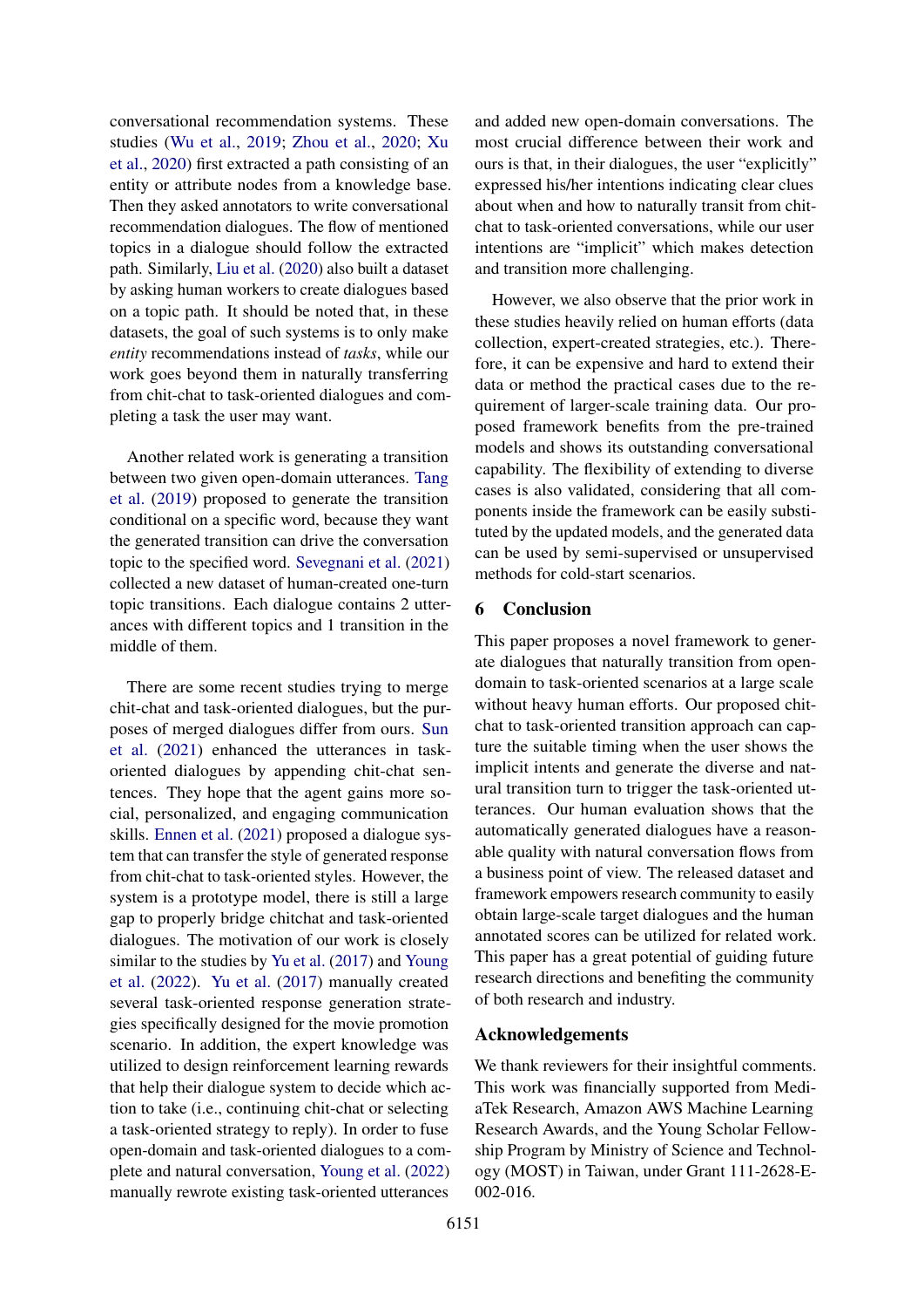conversational recommendation systems. These studies (Wu et al., 2019; Zhou et al., 2020; Xu et al., 2020) first extracted a path consisting of an entity or attribute nodes from a knowledge base. Then they asked annotators to write conversational recommendation dialogues. The flow of mentioned topics in a dialogue should follow the extracted path. Similarly, Liu et al. (2020) also built a dataset by asking human workers to create dialogues based on a topic path. It should be noted that, in these datasets, the goal of such systems is to only make *entity* recommendations instead of *tasks*, while our work goes beyond them in naturally transferring from chit-chat to task-oriented dialogues and completing a task the user may want.

Another related work is generating a transition between two given open-domain utterances. Tang et al. (2019) proposed to generate the transition conditional on a specific word, because they want the generated transition can drive the conversation topic to the specified word. Sevegnani et al. (2021) collected a new dataset of human-created one-turn topic transitions. Each dialogue contains 2 utterances with different topics and 1 transition in the middle of them.

There are some recent studies trying to merge chit-chat and task-oriented dialogues, but the purposes of merged dialogues differ from ours. Sun et al. (2021) enhanced the utterances in task-oriented dialogues by appending chit-chat sentences. They hope that the agent gains more social, personalized, and engaging communication skills. Ennen et al. (2021) proposed a dialogue system that can transfer the style of generated response from chit-chat to task-oriented styles. However, the system is a prototype model, there is still a large gap to properly bridge chitchat and task-oriented dialogues. The motivation of our work is closely similar to the studies by Yu et al. (2017) and Young et al. (2022). Yu et al. (2017) manually created several task-oriented response generation strategies specifically designed for the movie promotion scenario. In addition, the expert knowledge was utilized to design reinforcement learning rewards that help their dialogue system to decide which action to take (i.e., continuing chit-chat or selecting a task-oriented strategy to reply). In order to fuse open-domain and task-oriented dialogues to a complete and natural conversation, Young et al. (2022) manually rewrote existing task-oriented utterances and added new open-domain conversations. The most crucial difference between their work and ours is that, in their dialogues, the user "explicitly" expressed his/her intentions indicating clear clues about when and how to naturally transit from chit-chat to task-oriented conversations, while our user intentions are "implicit" which makes detection and transition more challenging.

However, we also observe that the prior work in these studies heavily relied on human efforts (data collection, expert-created strategies, etc.). Therefore, it can be expensive and hard to extend their data or method the practical cases due to the requirement of larger-scale training data. Our proposed framework benefits from the pre-trained models and shows its outstanding conversational capability. The flexibility of extending to diverse cases is also validated, considering that all components inside the framework can be easily substituted by the updated models, and the generated data can be used by semi-supervised or unsupervised methods for cold-start scenarios.

## 6 Conclusion

This paper proposes a novel framework to generate dialogues that naturally transition from open-domain to task-oriented scenarios at a large scale without heavy human efforts. Our proposed chit-chat to task-oriented transition approach can capture the suitable timing when the user shows the implicit intents and generate the diverse and natural transition turn to trigger the task-oriented utterances. Our human evaluation shows that the automatically generated dialogues have a reasonable quality with natural conversation flows from a business point of view. The released dataset and framework empowers research community to easily obtain large-scale target dialogues and the human annotated scores can be utilized for related work. This paper has a great potential of guiding future research directions and benefiting the community of both research and industry.

## Acknowledgements

We thank reviewers for their insightful comments. This work was financially supported from MediaTek Research, Amazon AWS Machine Learning Research Awards, and the Young Scholar Fellowship Program by Ministry of Science and Technology (MOST) in Taiwan, under Grant 111-2628-E-002-016.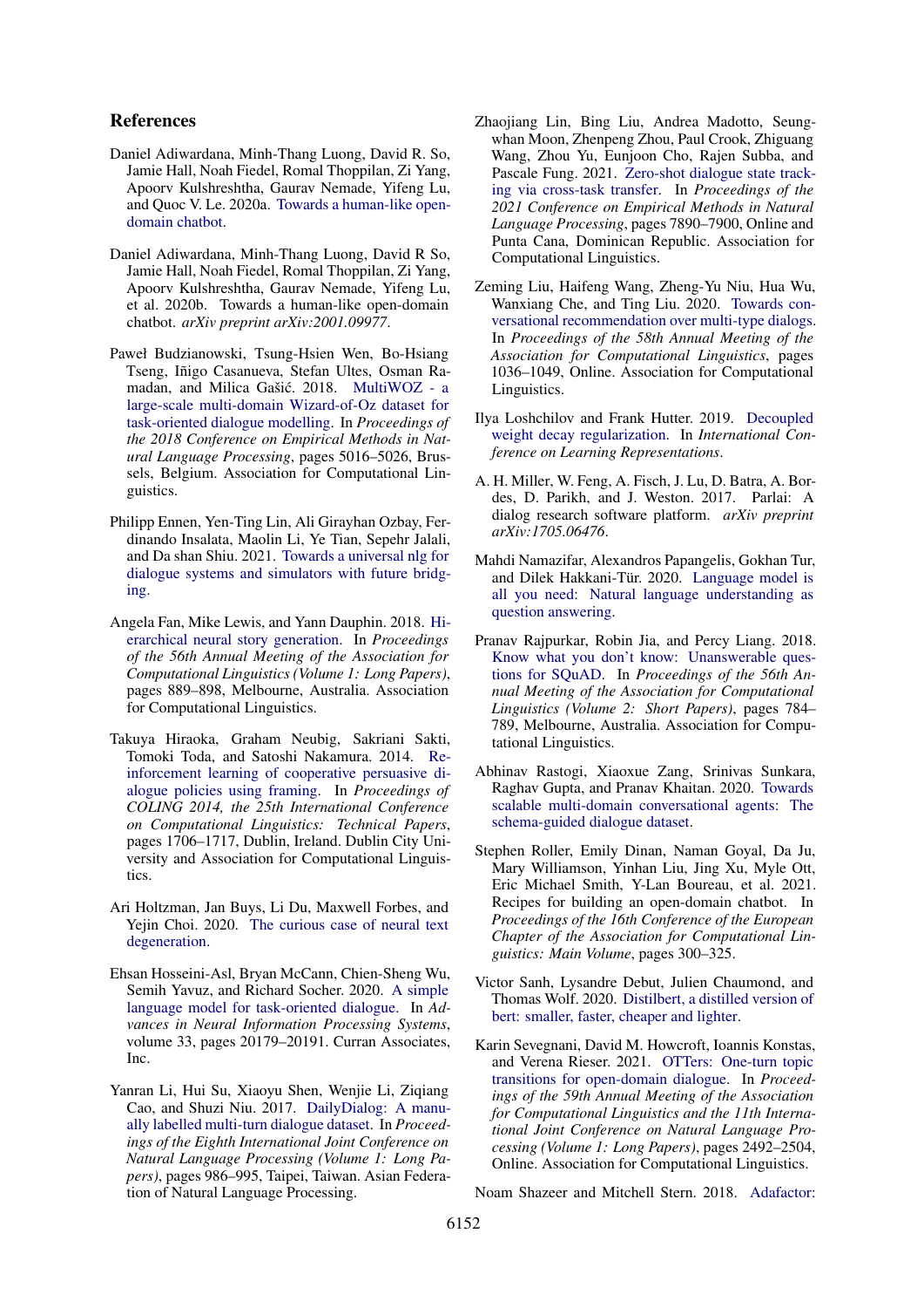## References

Daniel Adiwardana, Minh-Thang Luong, David R. So, Jamie Hall, Noah Fiedel, Romal Thoppilan, Zi Yang, Apoorv Kulshreshtha, Gaurav Nemade, Yifeng Lu, and Quoc V. Le. 2020a. Towards a human-like open-domain chatbot.

Daniel Adiwardana, Minh-Thang Luong, David R So, Jamie Hall, Noah Fiedel, Romal Thoppilan, Zi Yang, Apoorv Kulshreshtha, Gaurav Nemade, Yifeng Lu, et al. 2020b. Towards a human-like open-domain chatbot. *arXiv preprint arXiv:2001.09977*.

Paweł Budzianowski, Tsung-Hsien Wen, Bo-Hsiang Tseng, Iñigo Casanueva, Stefan Ultes, Osman Ramadan, and Milica Gašić. 2018. MultiWOZ - a large-scale multi-domain Wizard-of-Oz dataset for task-oriented dialogue modelling. In *Proceedings of the 2018 Conference on Empirical Methods in Natural Language Processing*, pages 5016–5026, Brussels, Belgium. Association for Computational Linguistics.

Philipp Ennen, Yen-Ting Lin, Ali Girayhan Ozbay, Ferdinando Insalata, Maolin Li, Ye Tian, Sepehr Jalali, and Da shan Shiu. 2021. Towards a universal nlg for dialogue systems and simulators with future bridging.

Angela Fan, Mike Lewis, and Yann Dauphin. 2018. Hierarchical neural story generation. In *Proceedings of the 56th Annual Meeting of the Association for Computational Linguistics (Volume 1: Long Papers)*, pages 889–898, Melbourne, Australia. Association for Computational Linguistics.

Takuya Hiraoka, Graham Neubig, Sakriani Sakti, Tomoki Toda, and Satoshi Nakamura. 2014. Reinforcement learning of cooperative persuasive dialogue policies using framing. In *Proceedings of COLING 2014, the 25th International Conference on Computational Linguistics: Technical Papers*, pages 1706–1717, Dublin, Ireland. Dublin City University and Association for Computational Linguistics.

Ari Holtzman, Jan Buys, Li Du, Maxwell Forbes, and Yejin Choi. 2020. The curious case of neural text degeneration.

Ehsan Hosseini-Asl, Bryan McCann, Chien-Sheng Wu, Semih Yavuz, and Richard Socher. 2020. A simple language model for task-oriented dialogue. In *Advances in Neural Information Processing Systems*, volume 33, pages 20179–20191. Curran Associates, Inc.

Yanran Li, Hui Su, Xiaoyu Shen, Wenjie Li, Ziqiang Cao, and Shuzi Niu. 2017. DailyDialog: A manually labelled multi-turn dialogue dataset. In *Proceedings of the Eighth International Joint Conference on Natural Language Processing (Volume 1: Long Papers)*, pages 986–995, Taipei, Taiwan. Asian Federation of Natural Language Processing.

Zhaojiang Lin, Bing Liu, Andrea Madotto, Seungwhan Moon, Zhenpeng Zhou, Paul Crook, Zhiguang Wang, Zhou Yu, Eunjoon Cho, Rajen Subba, and Pascale Fung. 2021. Zero-shot dialogue state tracking via cross-task transfer. In *Proceedings of the 2021 Conference on Empirical Methods in Natural Language Processing*, pages 7890–7900, Online and Punta Cana, Dominican Republic. Association for Computational Linguistics.

Zeming Liu, Haifeng Wang, Zheng-Yu Niu, Hua Wu, Wanxiang Che, and Ting Liu. 2020. Towards conversational recommendation over multi-type dialogs. In *Proceedings of the 58th Annual Meeting of the Association for Computational Linguistics*, pages 1036–1049, Online. Association for Computational Linguistics.

Ilya Loshchilov and Frank Hutter. 2019. Decoupled weight decay regularization. In *International Conference on Learning Representations*.

A. H. Miller, W. Feng, A. Fisch, J. Lu, D. Batra, A. Bordes, D. Parikh, and J. Weston. 2017. Parlai: A dialog research software platform. *arXiv preprint arXiv:1705.06476*.

Mahdi Namazifar, Alexandros Papangelis, Gokhan Tur, and Dilek Hakkani-Tür. 2020. Language model is all you need: Natural language understanding as question answering.

Pranav Rajpurkar, Robin Jia, and Percy Liang. 2018. Know what you don't know: Unanswerable questions for SQuAD. In *Proceedings of the 56th Annual Meeting of the Association for Computational Linguistics (Volume 2: Short Papers)*, pages 784–789, Melbourne, Australia. Association for Computational Linguistics.

Abhinav Rastogi, Xiaoxue Zang, Srinivas Sunkara, Raghav Gupta, and Pranav Khaitan. 2020. Towards scalable multi-domain conversational agents: The schema-guided dialogue dataset.

Stephen Roller, Emily Dinan, Naman Goyal, Da Ju, Mary Williamson, Yinhan Liu, Jing Xu, Myle Ott, Eric Michael Smith, Y-Lan Boureau, et al. 2021. Recipes for building an open-domain chatbot. In *Proceedings of the 16th Conference of the European Chapter of the Association for Computational Linguistics: Main Volume*, pages 300–325.

Victor Sanh, Lysandre Debut, Julien Chaumond, and Thomas Wolf. 2020. Distilbert, a distilled version of bert: smaller, faster, cheaper and lighter.

Karin Sevegnani, David M. Howcroft, Ioannis Konstas, and Verena Rieser. 2021. OTTers: One-turn topic transitions for open-domain dialogue. In *Proceedings of the 59th Annual Meeting of the Association for Computational Linguistics and the 11th International Joint Conference on Natural Language Processing (Volume 1: Long Papers)*, pages 2492–2504, Online. Association for Computational Linguistics.

Noam Shazeer and Mitchell Stern. 2018. Adafactor: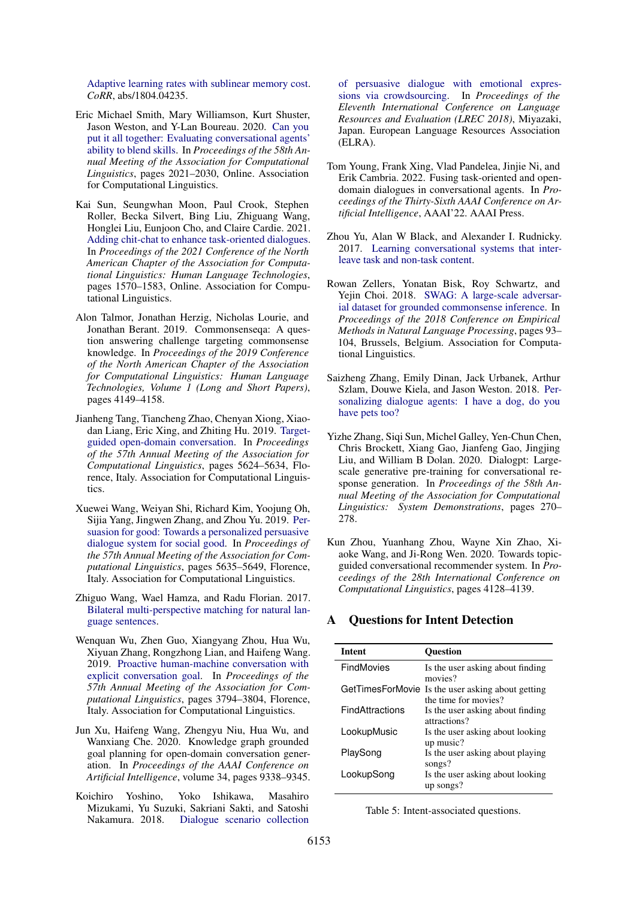Adaptive learning rates with sublinear memory cost. *CoRR*, abs/1804.04235.

Eric Michael Smith, Mary Williamson, Kurt Shuster, Jason Weston, and Y-Lan Boureau. 2020. Can you put it all together: Evaluating conversational agents' ability to blend skills. In *Proceedings of the 58th Annual Meeting of the Association for Computational Linguistics*, pages 2021–2030, Online. Association for Computational Linguistics.

Kai Sun, Seungwhan Moon, Paul Crook, Stephen Roller, Becka Silvert, Bing Liu, Zhiguang Wang, Honglei Liu, Eunjoon Cho, and Claire Cardie. 2021. Adding chit-chat to enhance task-oriented dialogues. In *Proceedings of the 2021 Conference of the North American Chapter of the Association for Computational Linguistics: Human Language Technologies*, pages 1570–1583, Online. Association for Computational Linguistics.

Alon Talmor, Jonathan Herzig, Nicholas Lourie, and Jonathan Berant. 2019. Commonsenseqa: A question answering challenge targeting commonsense knowledge. In *Proceedings of the 2019 Conference of the North American Chapter of the Association for Computational Linguistics: Human Language Technologies, Volume 1 (Long and Short Papers)*, pages 4149–4158.

Jianheng Tang, Tiancheng Zhao, Chenyan Xiong, Xiaodan Liang, Eric Xing, and Zhiting Hu. 2019. Target-guided open-domain conversation. In *Proceedings of the 57th Annual Meeting of the Association for Computational Linguistics*, pages 5624–5634, Florence, Italy. Association for Computational Linguistics.

Xuewei Wang, Weiyan Shi, Richard Kim, Yoojung Oh, Sijia Yang, Jingwen Zhang, and Zhou Yu. 2019. Persuasion for good: Towards a personalized persuasive dialogue system for social good. In *Proceedings of the 57th Annual Meeting of the Association for Computational Linguistics*, pages 5635–5649, Florence, Italy. Association for Computational Linguistics.

Zhiguo Wang, Wael Hamza, and Radu Florian. 2017. Bilateral multi-perspective matching for natural language sentences.

Wenquan Wu, Zhen Guo, Xiangyang Zhou, Hua Wu, Xiyuan Zhang, Rongzhong Lian, and Haifeng Wang. 2019. Proactive human-machine conversation with explicit conversation goal. In *Proceedings of the 57th Annual Meeting of the Association for Computational Linguistics*, pages 3794–3804, Florence, Italy. Association for Computational Linguistics.

Jun Xu, Haifeng Wang, Zhengyu Niu, Hua Wu, and Wanxiang Che. 2020. Knowledge graph grounded goal planning for open-domain conversation generation. In *Proceedings of the AAAI Conference on Artificial Intelligence*, volume 34, pages 9338–9345.

Koichiro Yoshino, Yoko Ishikawa, Masahiro Mizukami, Yu Suzuki, Sakriani Sakti, and Satoshi Nakamura. 2018. Dialogue scenario collection of persuasive dialogue with emotional expressions via crowdsourcing. In *Proceedings of the Eleventh International Conference on Language Resources and Evaluation (LREC 2018)*, Miyazaki, Japan. European Language Resources Association (ELRA).

Tom Young, Frank Xing, Vlad Pandelea, Jinjie Ni, and Erik Cambria. 2022. Fusing task-oriented and open-domain dialogues in conversational agents. In *Proceedings of the Thirty-Sixth AAAI Conference on Artificial Intelligence*, AAAI'22. AAAI Press.

Zhou Yu, Alan W Black, and Alexander I. Rudnicky. 2017. Learning conversational systems that interleave task and non-task content.

Rowan Zellers, Yonatan Bisk, Roy Schwartz, and Yejin Choi. 2018. SWAG: A large-scale adversarial dataset for grounded commonsense inference. In *Proceedings of the 2018 Conference on Empirical Methods in Natural Language Processing*, pages 93–104, Brussels, Belgium. Association for Computational Linguistics.

Saizheng Zhang, Emily Dinan, Jack Urbanek, Arthur Szlam, Douwe Kiela, and Jason Weston. 2018. Personalizing dialogue agents: I have a dog, do you have pets too?

Yizhe Zhang, Siqi Sun, Michel Galley, Yen-Chun Chen, Chris Brockett, Xiang Gao, Jianfeng Gao, Jingjing Liu, and William B Dolan. 2020. Dialogpt: Large-scale generative pre-training for conversational response generation. In *Proceedings of the 58th Annual Meeting of the Association for Computational Linguistics: System Demonstrations*, pages 270–278.

Kun Zhou, Yuanhang Zhou, Wayne Xin Zhao, Xiaoke Wang, and Ji-Rong Wen. 2020. Towards topic-guided conversational recommender system. In *Proceedings of the 28th International Conference on Computational Linguistics*, pages 4128–4139.

## A Questions for Intent Detection

| Intent | Question |
|---|---|
| FindMovies | Is the user asking about finding movies? |
| GetTimesForMovie | Is the user asking about getting the time for movies? |
| FindAttractions | Is the user asking about finding attractions? |
| LookupMusic | Is the user asking about looking up music? |
| PlaySong | Is the user asking about playing songs? |
| LookupSong | Is the user asking about looking up songs? |

Table 5: Intent-associated questions.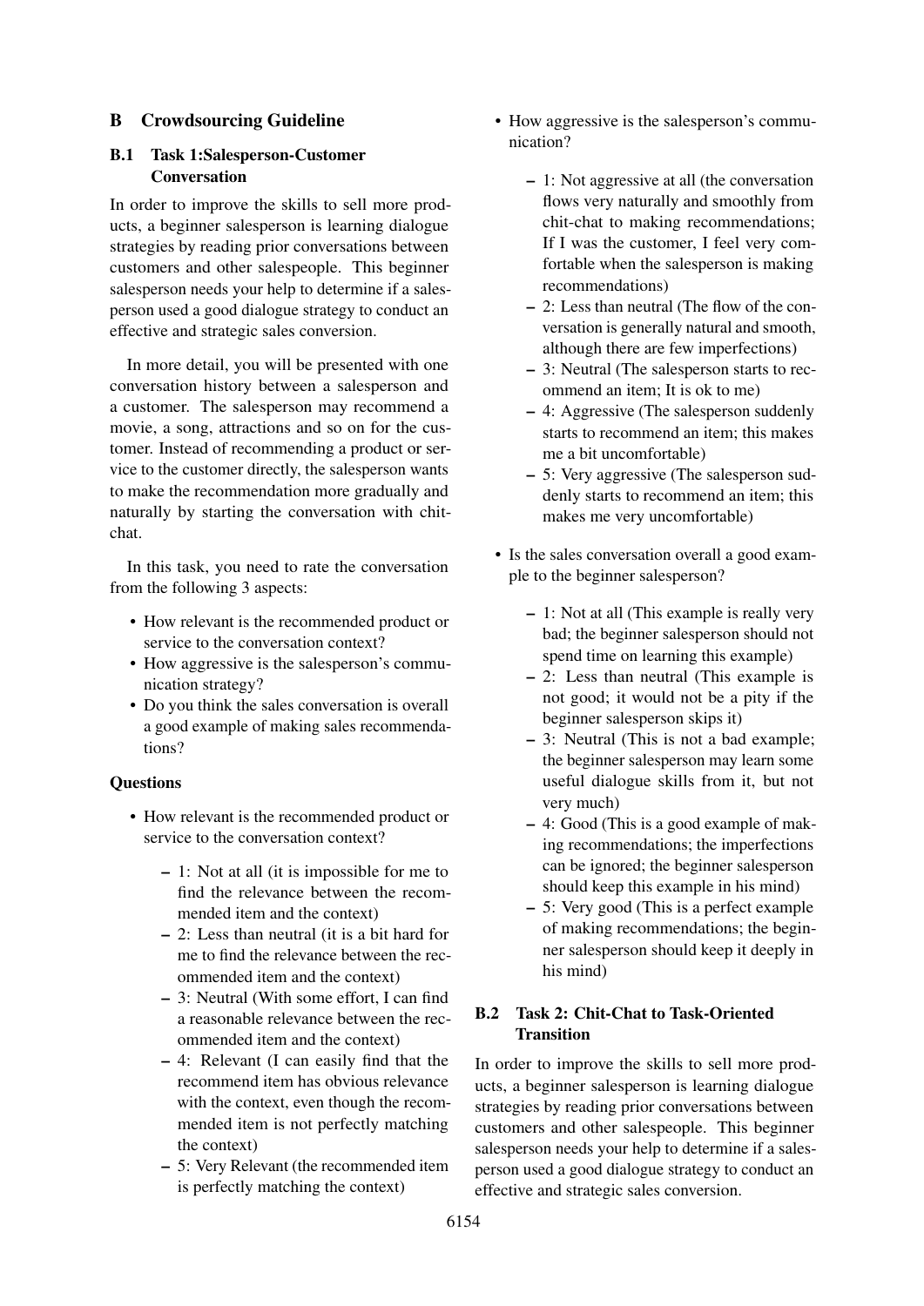## B Crowdsourcing Guideline

### B.1 Task 1:Salesperson-Customer Conversation

In order to improve the skills to sell more products, a beginner salesperson is learning dialogue strategies by reading prior conversations between customers and other salespeople. This beginner salesperson needs your help to determine if a salesperson used a good dialogue strategy to conduct an effective and strategic sales conversion.

In more detail, you will be presented with one conversation history between a salesperson and a customer. The salesperson may recommend a movie, a song, attractions and so on for the customer. Instead of recommending a product or service to the customer directly, the salesperson wants to make the recommendation more gradually and naturally by starting the conversation with chit-chat.

In this task, you need to rate the conversation from the following 3 aspects:

- How relevant is the recommended product or service to the conversation context?
- How aggressive is the salesperson's communication strategy?
- Do you think the sales conversation is overall a good example of making sales recommendations?

**Questions**

- How relevant is the recommended product or service to the conversation context?
  - 1: Not at all (it is impossible for me to find the relevance between the recommended item and the context)
  - 2: Less than neutral (it is a bit hard for me to find the relevance between the recommended item and the context)
  - 3: Neutral (With some effort, I can find a reasonable relevance between the recommended item and the context)
  - 4: Relevant (I can easily find that the recommend item has obvious relevance with the context, even though the recommended item is not perfectly matching the context)
  - 5: Very Relevant (the recommended item is perfectly matching the context)
- How aggressive is the salesperson's communication?
  - 1: Not aggressive at all (the conversation flows very naturally and smoothly from chit-chat to making recommendations; If I was the customer, I feel very comfortable when the salesperson is making recommendations)
  - 2: Less than neutral (The flow of the conversation is generally natural and smooth, although there are few imperfections)
  - 3: Neutral (The salesperson starts to recommend an item; It is ok to me)
  - 4: Aggressive (The salesperson suddenly starts to recommend an item; this makes me a bit uncomfortable)
  - 5: Very aggressive (The salesperson suddenly starts to recommend an item; this makes me very uncomfortable)
- Is the sales conversation overall a good example to the beginner salesperson?
  - 1: Not at all (This example is really very bad; the beginner salesperson should not spend time on learning this example)
  - 2: Less than neutral (This example is not good; it would not be a pity if the beginner salesperson skips it)
  - 3: Neutral (This is not a bad example; the beginner salesperson may learn some useful dialogue skills from it, but not very much)
  - 4: Good (This is a good example of making recommendations; the imperfections can be ignored; the beginner salesperson should keep this example in his mind)
  - 5: Very good (This is a perfect example of making recommendations; the beginner salesperson should keep it deeply in his mind)

### B.2 Task 2: Chit-Chat to Task-Oriented Transition

In order to improve the skills to sell more products, a beginner salesperson is learning dialogue strategies by reading prior conversations between customers and other salespeople. This beginner salesperson needs your help to determine if a salesperson used a good dialogue strategy to conduct an effective and strategic sales conversion.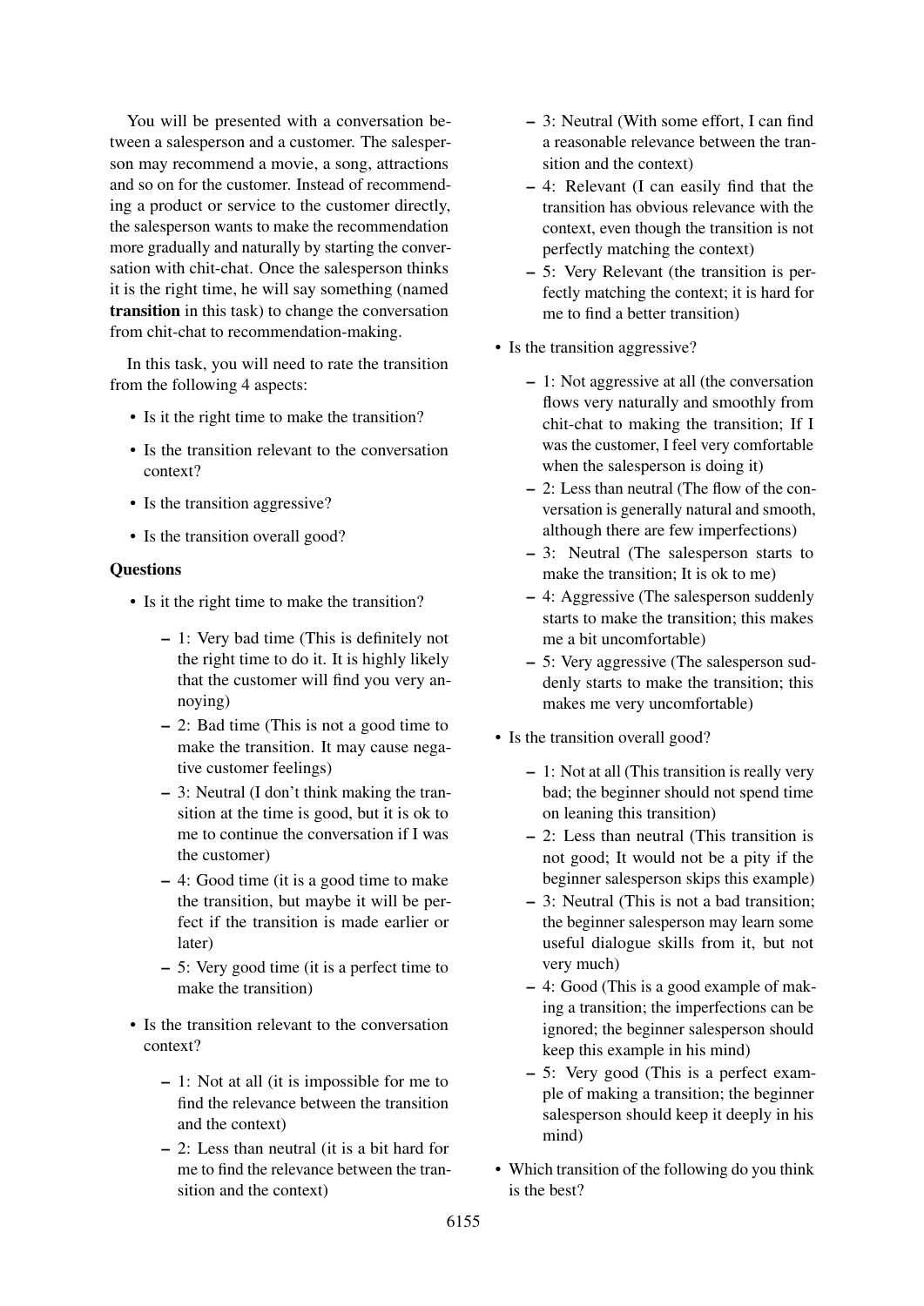You will be presented with a conversation between a salesperson and a customer. The salesperson may recommend a movie, a song, attractions and so on for the customer. Instead of recommending a product or service to the customer directly, the salesperson wants to make the recommendation more gradually and naturally by starting the conversation with chit-chat. Once the salesperson thinks it is the right time, he will say something (named **transition** in this task) to change the conversation from chit-chat to recommendation-making.

In this task, you will need to rate the transition from the following 4 aspects:

- Is it the right time to make the transition?
- Is the transition relevant to the conversation context?
- Is the transition aggressive?
- Is the transition overall good?

**Questions**

- Is it the right time to make the transition?
  - 1: Very bad time (This is definitely not the right time to do it. It is highly likely that the customer will find you very annoying)
  - 2: Bad time (This is not a good time to make the transition. It may cause negative customer feelings)
  - 3: Neutral (I don't think making the transition at the time is good, but it is ok to me to continue the conversation if I was the customer)
  - 4: Good time (it is a good time to make the transition, but maybe it will be perfect if the transition is made earlier or later)
  - 5: Very good time (it is a perfect time to make the transition)
- Is the transition relevant to the conversation context?
  - 1: Not at all (it is impossible for me to find the relevance between the transition and the context)
  - 2: Less than neutral (it is a bit hard for me to find the relevance between the transition and the context)
  - 3: Neutral (With some effort, I can find a reasonable relevance between the transition and the context)
  - 4: Relevant (I can easily find that the transition has obvious relevance with the context, even though the transition is not perfectly matching the context)
  - 5: Very Relevant (the transition is perfectly matching the context; it is hard for me to find a better transition)
- Is the transition aggressive?
  - 1: Not aggressive at all (the conversation flows very naturally and smoothly from chit-chat to making the transition; If I was the customer, I feel very comfortable when the salesperson is doing it)
  - 2: Less than neutral (The flow of the conversation is generally natural and smooth, although there are few imperfections)
  - 3: Neutral (The salesperson starts to make the transition; It is ok to me)
  - 4: Aggressive (The salesperson suddenly starts to make the transition; this makes me a bit uncomfortable)
  - 5: Very aggressive (The salesperson suddenly starts to make the transition; this makes me very uncomfortable)
- Is the transition overall good?
  - 1: Not at all (This transition is really very bad; the beginner should not spend time on leaning this transition)
  - 2: Less than neutral (This transition is not good; It would not be a pity if the beginner salesperson skips this example)
  - 3: Neutral (This is not a bad transition; the beginner salesperson may learn some useful dialogue skills from it, but not very much)
  - 4: Good (This is a good example of making a transition; the imperfections can be ignored; the beginner salesperson should keep this example in his mind)
  - 5: Very good (This is a perfect example of making a transition; the beginner salesperson should keep it deeply in his mind)
- Which transition of the following do you think is the best?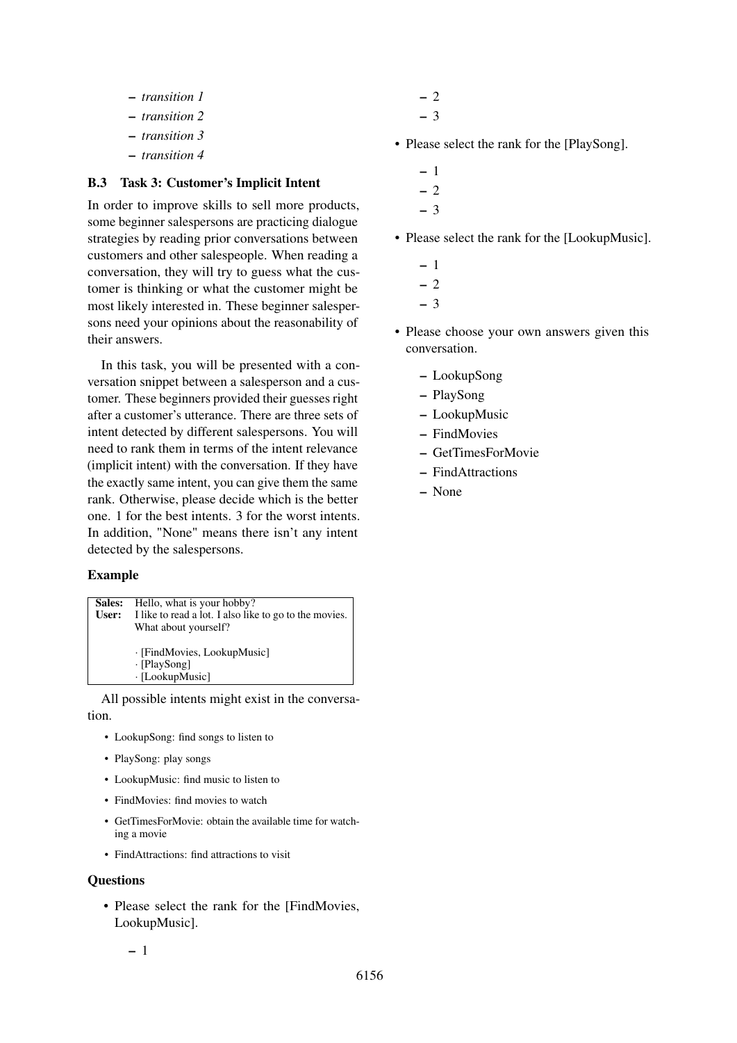- *transition 1*
- *transition 2*
- *transition 3*
- *transition 4*

### B.3 Task 3: Customer's Implicit Intent

In order to improve skills to sell more products, some beginner salespersons are practicing dialogue strategies by reading prior conversations between customers and other salespeople. When reading a conversation, they will try to guess what the customer is thinking or what the customer might be most likely interested in. These beginner salespersons need your opinions about the reasonability of their answers.

In this task, you will be presented with a conversation snippet between a salesperson and a customer. These beginners provided their guesses right after a customer's utterance. There are three sets of intent detected by different salespersons. You will need to rank them in terms of the intent relevance (implicit intent) with the conversation. If they have the exactly same intent, you can give them the same rank. Otherwise, please decide which is the better one. 1 for the best intents. 3 for the worst intents. In addition, "None" means there isn't any intent detected by the salespersons.

**Example**

| | |
|---|---|
| **Sales:** | Hello, what is your hobby? |
| **User:** | I like to read a lot. I also like to go to the movies. What about yourself? |
| | · [FindMovies, LookupMusic] |
| | · [PlaySong] |
| | · [LookupMusic] |

All possible intents might exist in the conversation.

- LookupSong: find songs to listen to
- PlaySong: play songs
- LookupMusic: find music to listen to
- FindMovies: find movies to watch
- GetTimesForMovie: obtain the available time for watching a movie
- FindAttractions: find attractions to visit

**Questions**

- Please select the rank for the [FindMovies, LookupMusic].
  - 1
  - 2
  - 3
- Please select the rank for the [PlaySong].
  - 1
  - 2
  - 3
- Please select the rank for the [LookupMusic].
  - 1
  - 2
  - 3
- Please choose your own answers given this conversation.
  - LookupSong
  - PlaySong
  - LookupMusic
  - FindMovies
  - GetTimesForMovie
  - FindAttractions
  - None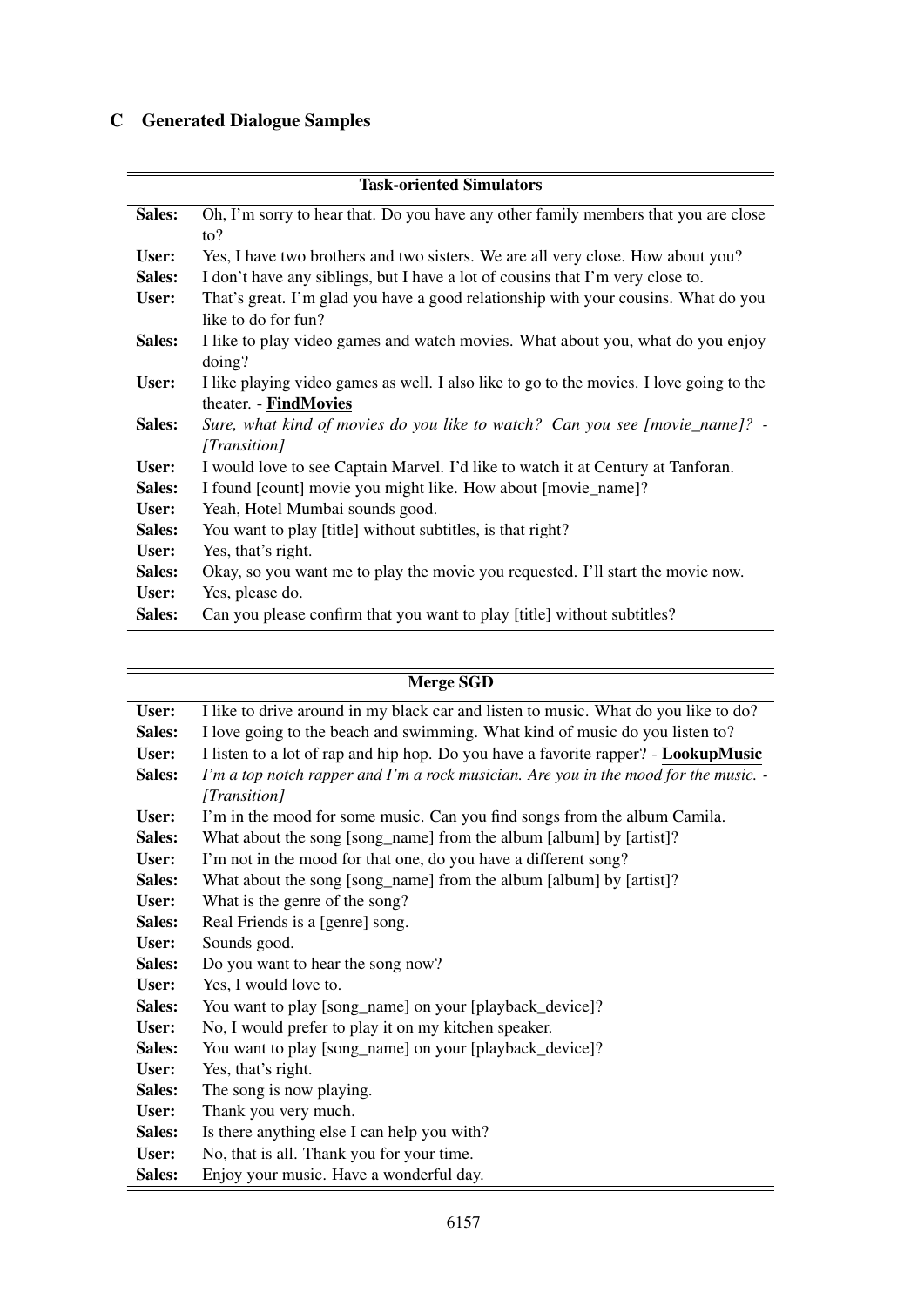## C Generated Dialogue Samples

| Task-oriented Simulators | |
|---|---|
| **Sales:** | Oh, I'm sorry to hear that. Do you have any other family members that you are close to? |
| **User:** | Yes, I have two brothers and two sisters. We are all very close. How about you? |
| **Sales:** | I don't have any siblings, but I have a lot of cousins that I'm very close to. |
| **User:** | That's great. I'm glad you have a good relationship with your cousins. What do you like to do for fun? |
| **Sales:** | I like to play video games and watch movies. What about you, what do you enjoy doing? |
| **User:** | I like playing video games as well. I also like to go to the movies. I love going to the theater. - **FindMovies** |
| **Sales:** | *Sure, what kind of movies do you like to watch? Can you see [movie_name]? - [Transition]* |
| **User:** | I would love to see Captain Marvel. I'd like to watch it at Century at Tanforan. |
| **Sales:** | I found [count] movie you might like. How about [movie_name]? |
| **User:** | Yeah, Hotel Mumbai sounds good. |
| **Sales:** | You want to play [title] without subtitles, is that right? |
| **User:** | Yes, that's right. |
| **Sales:** | Okay, so you want me to play the movie you requested. I'll start the movie now. |
| **User:** | Yes, please do. |
| **Sales:** | Can you please confirm that you want to play [title] without subtitles? |

| Merge SGD | |
|---|---|
| **User:** | I like to drive around in my black car and listen to music. What do you like to do? |
| **Sales:** | I love going to the beach and swimming. What kind of music do you listen to? |
| **User:** | I listen to a lot of rap and hip hop. Do you have a favorite rapper? - **LookupMusic** |
| **Sales:** | *I'm a top notch rapper and I'm a rock musician. Are you in the mood for the music. - [Transition]* |
| **User:** | I'm in the mood for some music. Can you find songs from the album Camila. |
| **Sales:** | What about the song [song_name] from the album [album] by [artist]? |
| **User:** | I'm not in the mood for that one, do you have a different song? |
| **Sales:** | What about the song [song_name] from the album [album] by [artist]? |
| **User:** | What is the genre of the song? |
| **Sales:** | Real Friends is a [genre] song. |
| **User:** | Sounds good. |
| **Sales:** | Do you want to hear the song now? |
| **User:** | Yes, I would love to. |
| **Sales:** | You want to play [song_name] on your [playback_device]? |
| **User:** | No, I would prefer to play it on my kitchen speaker. |
| **Sales:** | You want to play [song_name] on your [playback_device]? |
| **User:** | Yes, that's right. |
| **Sales:** | The song is now playing. |
| **User:** | Thank you very much. |
| **Sales:** | Is there anything else I can help you with? |
| **User:** | No, that is all. Thank you for your time. |
| **Sales:** | Enjoy your music. Have a wonderful day. |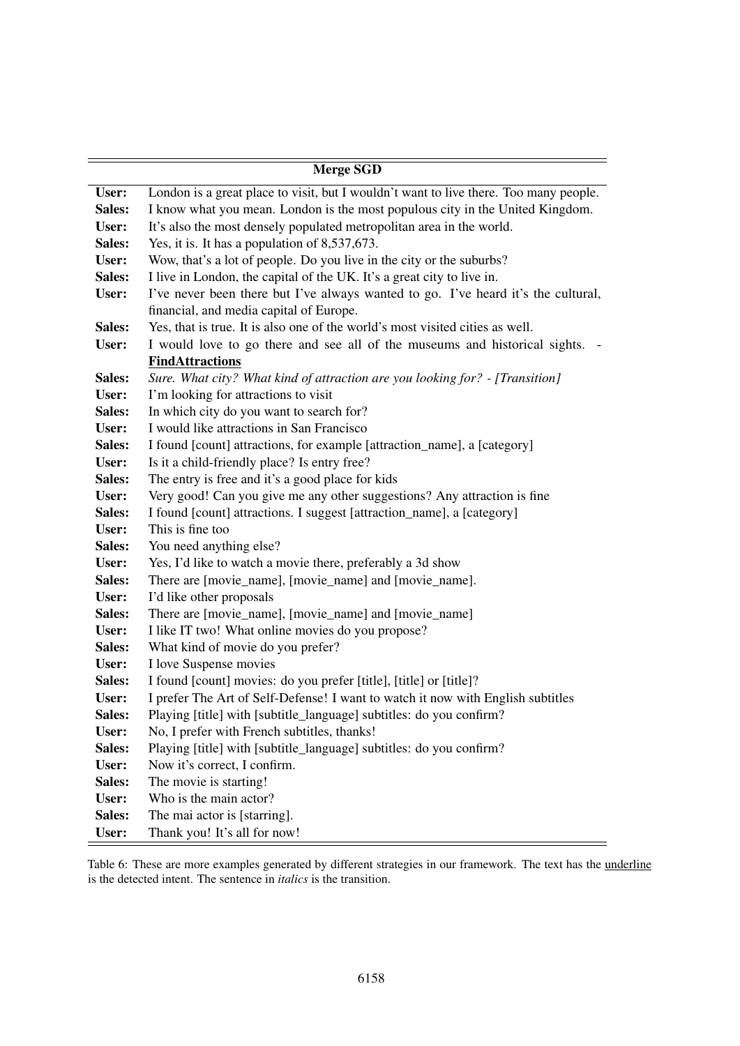| Merge SGD | |
|---|---|
| **User:** | London is a great place to visit, but I wouldn't want to live there. Too many people. |
| **Sales:** | I know what you mean. London is the most populous city in the United Kingdom. |
| **User:** | It's also the most densely populated metropolitan area in the world. |
| **Sales:** | Yes, it is. It has a population of 8,537,673. |
| **User:** | Wow, that's a lot of people. Do you live in the city or the suburbs? |
| **Sales:** | I live in London, the capital of the UK. It's a great city to live in. |
| **User:** | I've never been there but I've always wanted to go. I've heard it's the cultural, financial, and media capital of Europe. |
| **Sales:** | Yes, that is true. It is also one of the world's most visited cities as well. |
| **User:** | I would love to go there and see all of the museums and historical sights. - <u>**FindAttractions**</u> |
| **Sales:** | *Sure. What city? What kind of attraction are you looking for? - [Transition]* |
| **User:** | I'm looking for attractions to visit |
| **Sales:** | In which city do you want to search for? |
| **User:** | I would like attractions in San Francisco |
| **Sales:** | I found [count] attractions, for example [attraction_name], a [category] |
| **User:** | Is it a child-friendly place? Is entry free? |
| **Sales:** | The entry is free and it's a good place for kids |
| **User:** | Very good! Can you give me any other suggestions? Any attraction is fine |
| **Sales:** | I found [count] attractions. I suggest [attraction_name], a [category] |
| **User:** | This is fine too |
| **Sales:** | You need anything else? |
| **User:** | Yes, I'd like to watch a movie there, preferably a 3d show |
| **Sales:** | There are [movie_name], [movie_name] and [movie_name]. |
| **User:** | I'd like other proposals |
| **Sales:** | There are [movie_name], [movie_name] and [movie_name] |
| **User:** | I like IT two! What online movies do you propose? |
| **Sales:** | What kind of movie do you prefer? |
| **User:** | I love Suspense movies |
| **Sales:** | I found [count] movies: do you prefer [title], [title] or [title]? |
| **User:** | I prefer The Art of Self-Defense! I want to watch it now with English subtitles |
| **Sales:** | Playing [title] with [subtitle_language] subtitles: do you confirm? |
| **User:** | No, I prefer with French subtitles, thanks! |
| **Sales:** | Playing [title] with [subtitle_language] subtitles: do you confirm? |
| **User:** | Now it's correct, I confirm. |
| **Sales:** | The movie is starting! |
| **User:** | Who is the main actor? |
| **Sales:** | The mai actor is [starring]. |
| **User:** | Thank you! It's all for now! |

Table 6: These are more examples generated by different strategies in our framework. The text has the <u>underline</u> is the detected intent. The sentence in *italics* is the transition.